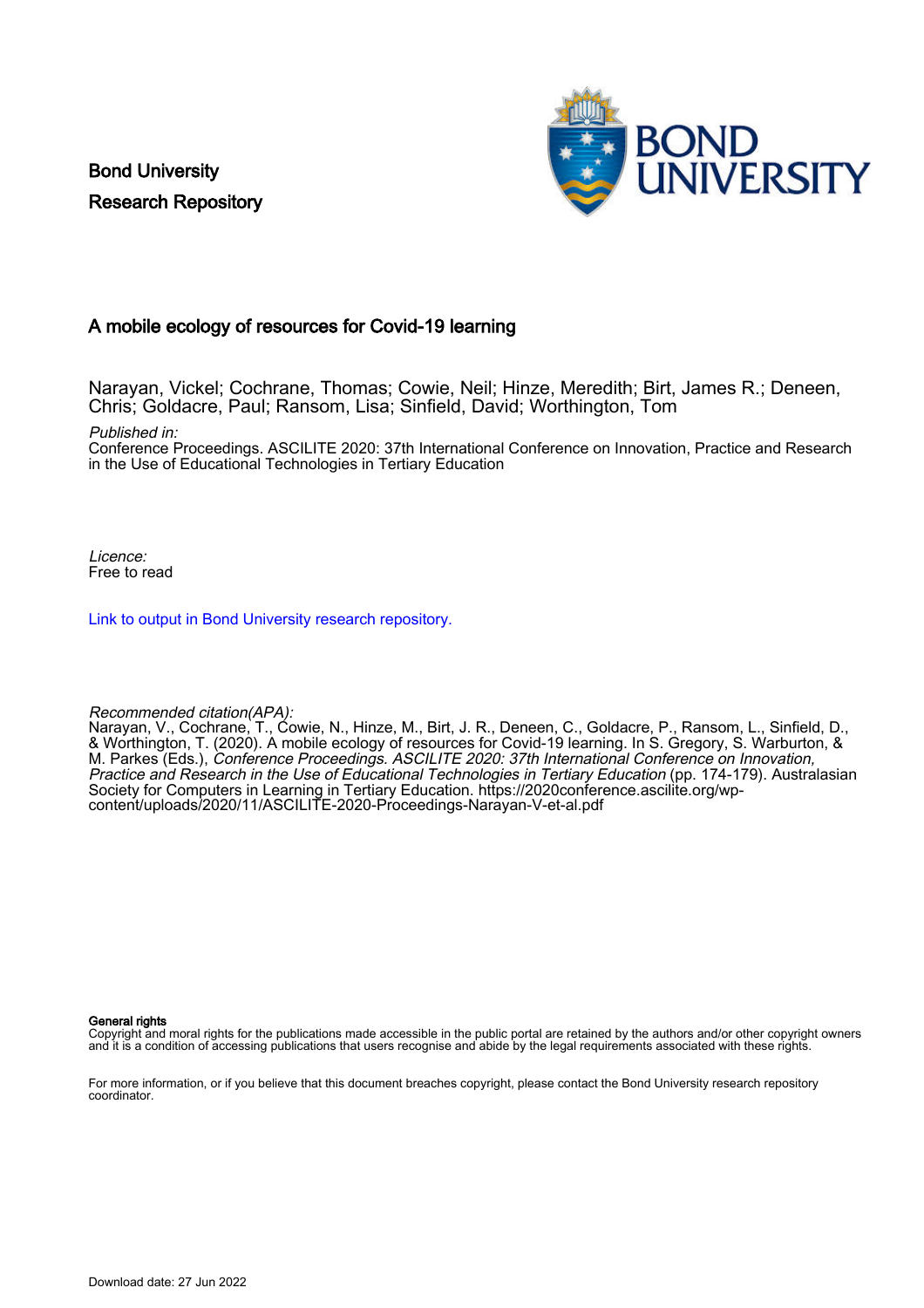Bond University
Research Repository

# A mobile ecology of resources for Covid-19 learning

Narayan, Vickel; Cochrane, Thomas; Cowie, Neil; Hinze, Meredith; Birt, James R.; Deneen, Chris; Goldacre, Paul; Ransom, Lisa; Sinfield, David; Worthington, Tom

*Published in:*
Conference Proceedings. ASCILITE 2020: 37th International Conference on Innovation, Practice and Research in the Use of Educational Technologies in Tertiary Education

*Licence:*
Free to read

Link to output in Bond University research repository.

*Recommended citation(APA):*
Narayan, V., Cochrane, T., Cowie, N., Hinze, M., Birt, J. R., Deneen, C., Goldacre, P., Ransom, L., Sinfield, D., & Worthington, T. (2020). A mobile ecology of resources for Covid-19 learning. In S. Gregory, S. Warburton, & M. Parkes (Eds.), *Conference Proceedings. ASCILITE 2020: 37th International Conference on Innovation, Practice and Research in the Use of Educational Technologies in Tertiary Education* (pp. 174-179). Australasian Society for Computers in Learning in Tertiary Education. https://2020conference.ascilite.org/wp-content/uploads/2020/11/ASCILITE-2020-Proceedings-Narayan-V-et-al.pdf

**General rights**
Copyright and moral rights for the publications made accessible in the public portal are retained by the authors and/or other copyright owners and it is a condition of accessing publications that users recognise and abide by the legal requirements associated with these rights.

For more information, or if you believe that this document breaches copyright, please contact the Bond University research repository coordinator.

Download date: 27 Jun 2022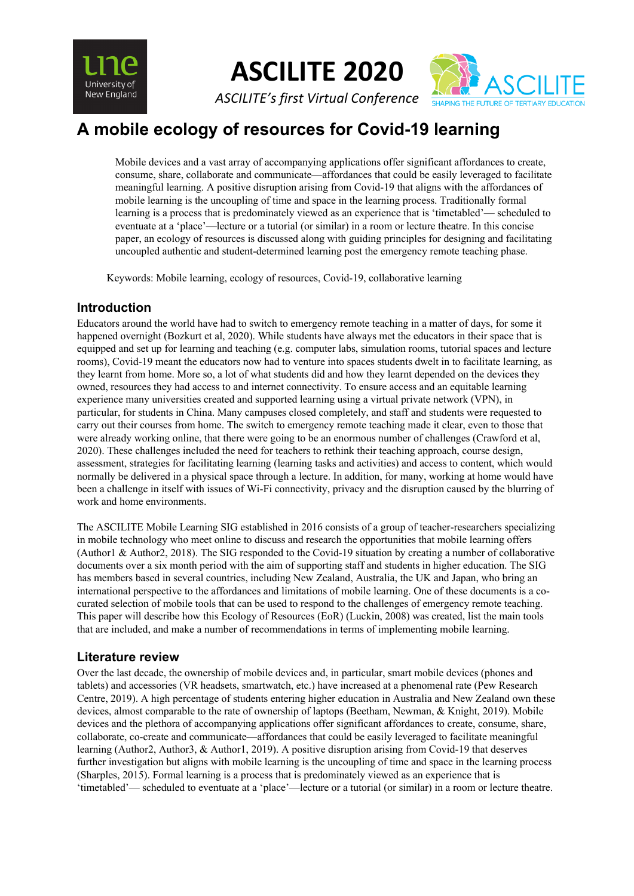# A mobile ecology of resources for Covid-19 learning

Mobile devices and a vast array of accompanying applications offer significant affordances to create, consume, share, collaborate and communicate—affordances that could be easily leveraged to facilitate meaningful learning. A positive disruption arising from Covid-19 that aligns with the affordances of mobile learning is the uncoupling of time and space in the learning process. Traditionally formal learning is a process that is predominately viewed as an experience that is 'timetabled'— scheduled to eventuate at a 'place'—lecture or a tutorial (or similar) in a room or lecture theatre. In this concise paper, an ecology of resources is discussed along with guiding principles for designing and facilitating uncoupled authentic and student-determined learning post the emergency remote teaching phase.

Keywords: Mobile learning, ecology of resources, Covid-19, collaborative learning

## Introduction

Educators around the world have had to switch to emergency remote teaching in a matter of days, for some it happened overnight (Bozkurt et al, 2020). While students have always met the educators in their space that is equipped and set up for learning and teaching (e.g. computer labs, simulation rooms, tutorial spaces and lecture rooms), Covid-19 meant the educators now had to venture into spaces students dwelt in to facilitate learning, as they learnt from home. More so, a lot of what students did and how they learnt depended on the devices they owned, resources they had access to and internet connectivity. To ensure access and an equitable learning experience many universities created and supported learning using a virtual private network (VPN), in particular, for students in China. Many campuses closed completely, and staff and students were requested to carry out their courses from home. The switch to emergency remote teaching made it clear, even to those that were already working online, that there were going to be an enormous number of challenges (Crawford et al, 2020). These challenges included the need for teachers to rethink their teaching approach, course design, assessment, strategies for facilitating learning (learning tasks and activities) and access to content, which would normally be delivered in a physical space through a lecture. In addition, for many, working at home would have been a challenge in itself with issues of Wi-Fi connectivity, privacy and the disruption caused by the blurring of work and home environments.

The ASCILITE Mobile Learning SIG established in 2016 consists of a group of teacher-researchers specializing in mobile technology who meet online to discuss and research the opportunities that mobile learning offers (Author1 & Author2, 2018). The SIG responded to the Covid-19 situation by creating a number of collaborative documents over a six month period with the aim of supporting staff and students in higher education. The SIG has members based in several countries, including New Zealand, Australia, the UK and Japan, who bring an international perspective to the affordances and limitations of mobile learning. One of these documents is a co-curated selection of mobile tools that can be used to respond to the challenges of emergency remote teaching. This paper will describe how this Ecology of Resources (EoR) (Luckin, 2008) was created, list the main tools that are included, and make a number of recommendations in terms of implementing mobile learning.

## Literature review

Over the last decade, the ownership of mobile devices and, in particular, smart mobile devices (phones and tablets) and accessories (VR headsets, smartwatch, etc.) have increased at a phenomenal rate (Pew Research Centre, 2019). A high percentage of students entering higher education in Australia and New Zealand own these devices, almost comparable to the rate of ownership of laptops (Beetham, Newman, & Knight, 2019). Mobile devices and the plethora of accompanying applications offer significant affordances to create, consume, share, collaborate, co-create and communicate—affordances that could be easily leveraged to facilitate meaningful learning (Author2, Author3, & Author1, 2019). A positive disruption arising from Covid-19 that deserves further investigation but aligns with mobile learning is the uncoupling of time and space in the learning process (Sharples, 2015). Formal learning is a process that is predominately viewed as an experience that is 'timetabled'— scheduled to eventuate at a 'place'—lecture or a tutorial (or similar) in a room or lecture theatre.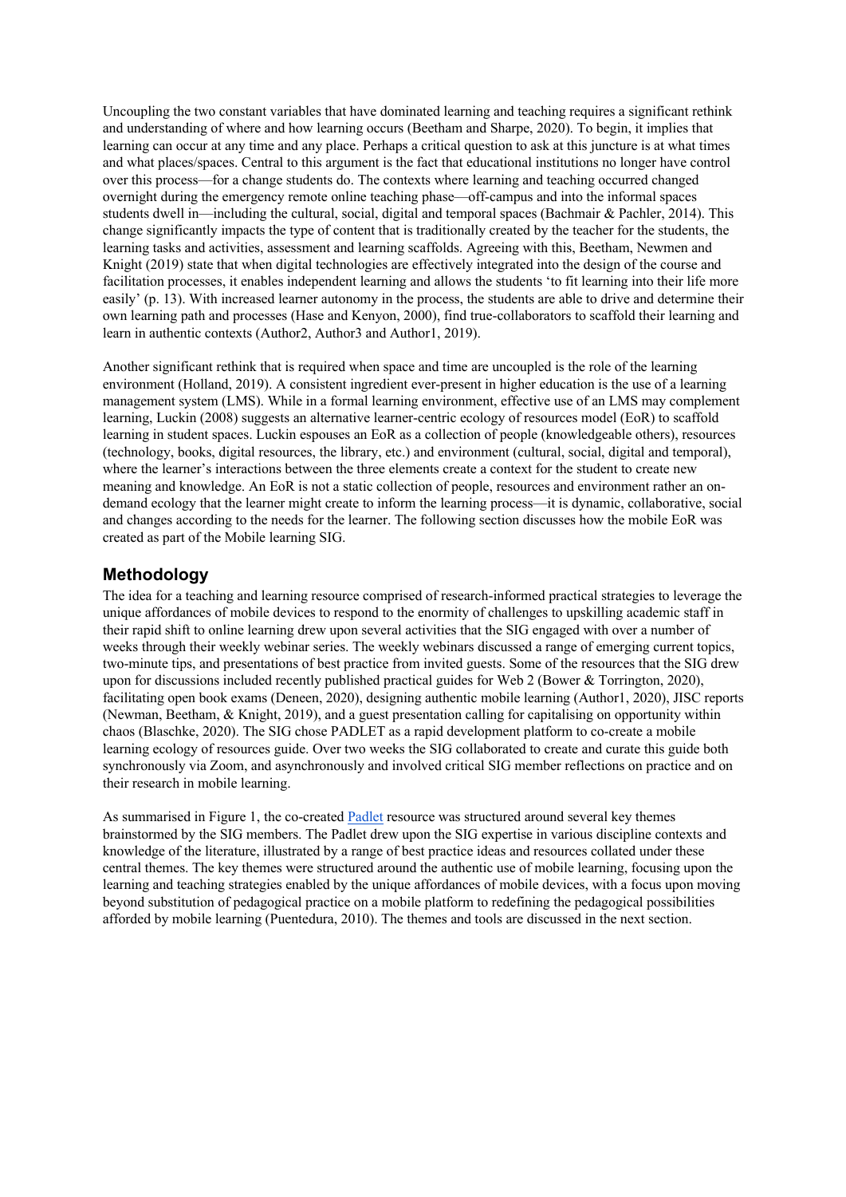Uncoupling the two constant variables that have dominated learning and teaching requires a significant rethink and understanding of where and how learning occurs (Beetham and Sharpe, 2020). To begin, it implies that learning can occur at any time and any place. Perhaps a critical question to ask at this juncture is at what times and what places/spaces. Central to this argument is the fact that educational institutions no longer have control over this process—for a change students do. The contexts where learning and teaching occurred changed overnight during the emergency remote online teaching phase—off-campus and into the informal spaces students dwell in—including the cultural, social, digital and temporal spaces (Bachmair & Pachler, 2014). This change significantly impacts the type of content that is traditionally created by the teacher for the students, the learning tasks and activities, assessment and learning scaffolds. Agreeing with this, Beetham, Newmen and Knight (2019) state that when digital technologies are effectively integrated into the design of the course and facilitation processes, it enables independent learning and allows the students 'to fit learning into their life more easily' (p. 13). With increased learner autonomy in the process, the students are able to drive and determine their own learning path and processes (Hase and Kenyon, 2000), find true-collaborators to scaffold their learning and learn in authentic contexts (Author2, Author3 and Author1, 2019).

Another significant rethink that is required when space and time are uncoupled is the role of the learning environment (Holland, 2019). A consistent ingredient ever-present in higher education is the use of a learning management system (LMS). While in a formal learning environment, effective use of an LMS may complement learning, Luckin (2008) suggests an alternative learner-centric ecology of resources model (EoR) to scaffold learning in student spaces. Luckin espouses an EoR as a collection of people (knowledgeable others), resources (technology, books, digital resources, the library, etc.) and environment (cultural, social, digital and temporal), where the learner's interactions between the three elements create a context for the student to create new meaning and knowledge. An EoR is not a static collection of people, resources and environment rather an on-demand ecology that the learner might create to inform the learning process—it is dynamic, collaborative, social and changes according to the needs for the learner. The following section discusses how the mobile EoR was created as part of the Mobile learning SIG.

## Methodology

The idea for a teaching and learning resource comprised of research-informed practical strategies to leverage the unique affordances of mobile devices to respond to the enormity of challenges to upskilling academic staff in their rapid shift to online learning drew upon several activities that the SIG engaged with over a number of weeks through their weekly webinar series. The weekly webinars discussed a range of emerging current topics, two-minute tips, and presentations of best practice from invited guests. Some of the resources that the SIG drew upon for discussions included recently published practical guides for Web 2 (Bower & Torrington, 2020), facilitating open book exams (Deneen, 2020), designing authentic mobile learning (Author1, 2020), JISC reports (Newman, Beetham, & Knight, 2019), and a guest presentation calling for capitalising on opportunity within chaos (Blaschke, 2020). The SIG chose PADLET as a rapid development platform to co-create a mobile learning ecology of resources guide. Over two weeks the SIG collaborated to create and curate this guide both synchronously via Zoom, and asynchronously and involved critical SIG member reflections on practice and on their research in mobile learning.

As summarised in Figure 1, the co-created Padlet resource was structured around several key themes brainstormed by the SIG members. The Padlet drew upon the SIG expertise in various discipline contexts and knowledge of the literature, illustrated by a range of best practice ideas and resources collated under these central themes. The key themes were structured around the authentic use of mobile learning, focusing upon the learning and teaching strategies enabled by the unique affordances of mobile devices, with a focus upon moving beyond substitution of pedagogical practice on a mobile platform to redefining the pedagogical possibilities afforded by mobile learning (Puentedura, 2010). The themes and tools are discussed in the next section.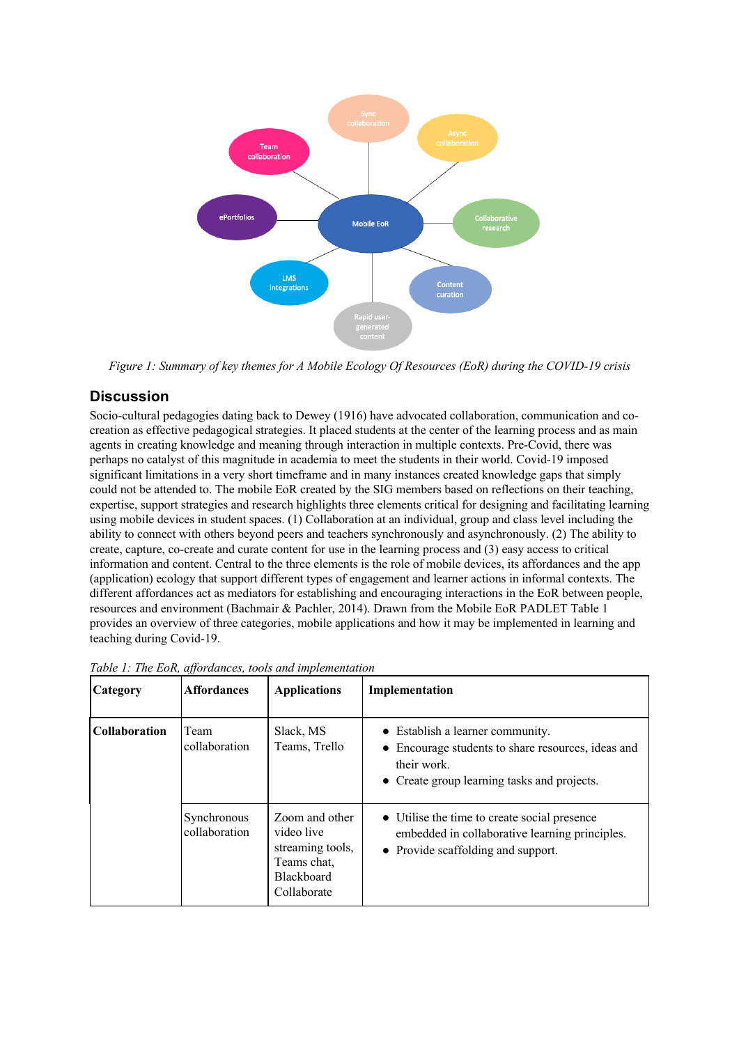*Figure 1: Summary of key themes for A Mobile Ecology Of Resources (EoR) during the COVID-19 crisis*

## Discussion

Socio-cultural pedagogies dating back to Dewey (1916) have advocated collaboration, communication and co-creation as effective pedagogical strategies. It placed students at the center of the learning process and as main agents in creating knowledge and meaning through interaction in multiple contexts. Pre-Covid, there was perhaps no catalyst of this magnitude in academia to meet the students in their world. Covid-19 imposed significant limitations in a very short timeframe and in many instances created knowledge gaps that simply could not be attended to. The mobile EoR created by the SIG members based on reflections on their teaching, expertise, support strategies and research highlights three elements critical for designing and facilitating learning using mobile devices in student spaces. (1) Collaboration at an individual, group and class level including the ability to connect with others beyond peers and teachers synchronously and asynchronously. (2) The ability to create, capture, co-create and curate content for use in the learning process and (3) easy access to critical information and content. Central to the three elements is the role of mobile devices, its affordances and the app (application) ecology that support different types of engagement and learner actions in informal contexts. The different affordances act as mediators for establishing and encouraging interactions in the EoR between people, resources and environment (Bachmair & Pachler, 2014). Drawn from the Mobile EoR PADLET Table 1 provides an overview of three categories, mobile applications and how it may be implemented in learning and teaching during Covid-19.

*Table 1: The EoR, affordances, tools and implementation*

| Category | Affordances | Applications | Implementation |
|---|---|---|---|
| **Collaboration** | Team collaboration | Slack, MS Teams, Trello | • Establish a learner community.<br>• Encourage students to share resources, ideas and their work.<br>• Create group learning tasks and projects. |
| | Synchronous collaboration | Zoom and other video live streaming tools, Teams chat, Blackboard Collaborate | • Utilise the time to create social presence embedded in collaborative learning principles.<br>• Provide scaffolding and support. |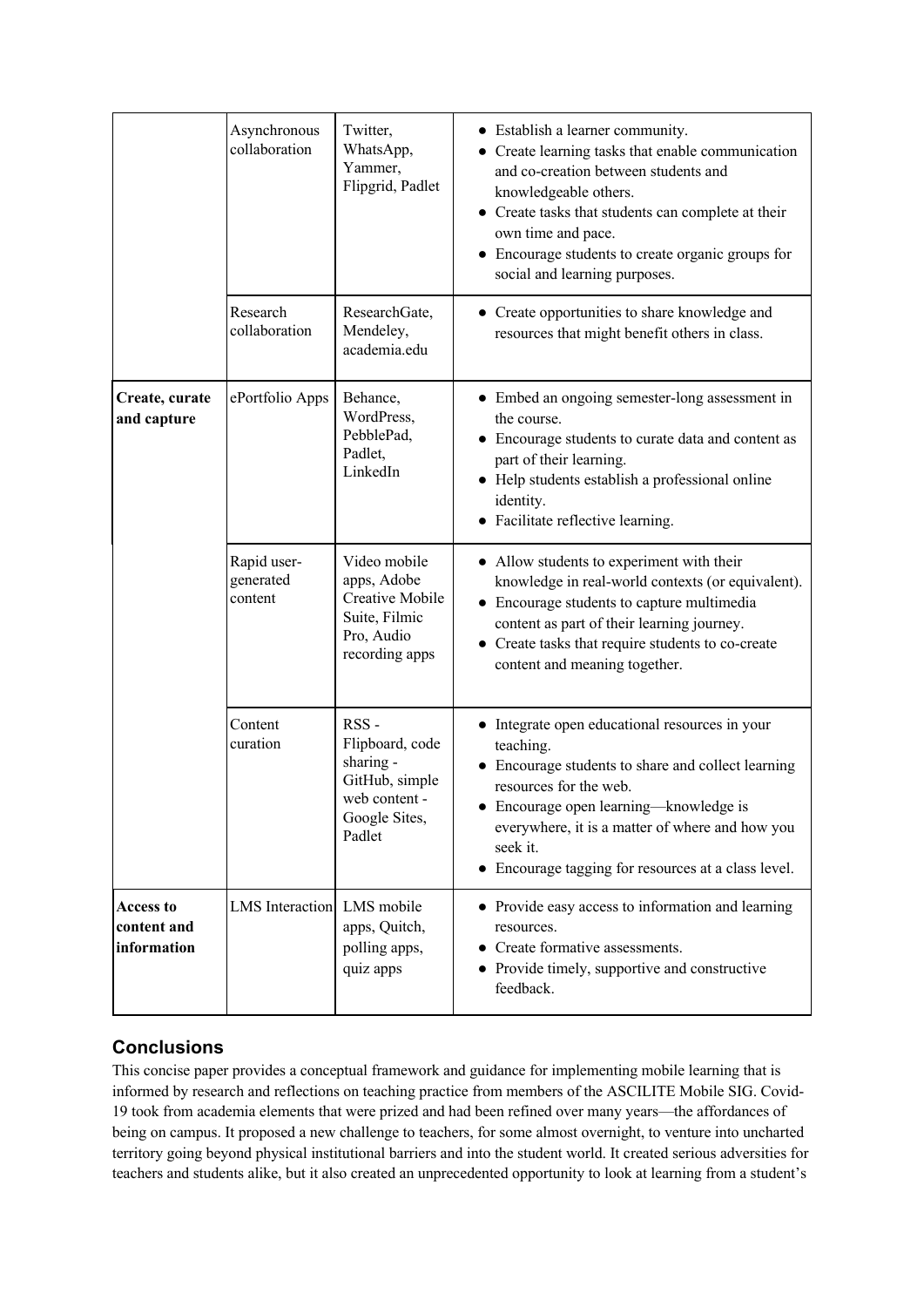| | | | |
|---|---|---|---|
| | Asynchronous collaboration | Twitter, WhatsApp, Yammer, Flipgrid, Padlet | • Establish a learner community.<br>• Create learning tasks that enable communication and co-creation between students and knowledgeable others.<br>• Create tasks that students can complete at their own time and pace.<br>• Encourage students to create organic groups for social and learning purposes. |
| | Research collaboration | ResearchGate, Mendeley, academia.edu | • Create opportunities to share knowledge and resources that might benefit others in class. |
| **Create, curate and capture** | ePortfolio Apps | Behance, WordPress, PebblePad, Padlet, LinkedIn | • Embed an ongoing semester-long assessment in the course.<br>• Encourage students to curate data and content as part of their learning.<br>• Help students establish a professional online identity.<br>• Facilitate reflective learning. |
| | Rapid user-generated content | Video mobile apps, Adobe Creative Mobile Suite, Filmic Pro, Audio recording apps | • Allow students to experiment with their knowledge in real-world contexts (or equivalent).<br>• Encourage students to capture multimedia content as part of their learning journey.<br>• Create tasks that require students to co-create content and meaning together. |
| | Content curation | RSS - Flipboard, code sharing - GitHub, simple web content - Google Sites, Padlet | • Integrate open educational resources in your teaching.<br>• Encourage students to share and collect learning resources for the web.<br>• Encourage open learning—knowledge is everywhere, it is a matter of where and how you seek it.<br>• Encourage tagging for resources at a class level. |
| **Access to content and information** | LMS Interaction | LMS mobile apps, Quitch, polling apps, quiz apps | • Provide easy access to information and learning resources.<br>• Create formative assessments.<br>• Provide timely, supportive and constructive feedback. |

## Conclusions

This concise paper provides a conceptual framework and guidance for implementing mobile learning that is informed by research and reflections on teaching practice from members of the ASCILITE Mobile SIG. Covid-19 took from academia elements that were prized and had been refined over many years—the affordances of being on campus. It proposed a new challenge to teachers, for some almost overnight, to venture into uncharted territory going beyond physical institutional barriers and into the student world. It created serious adversities for teachers and students alike, but it also created an unprecedented opportunity to look at learning from a student's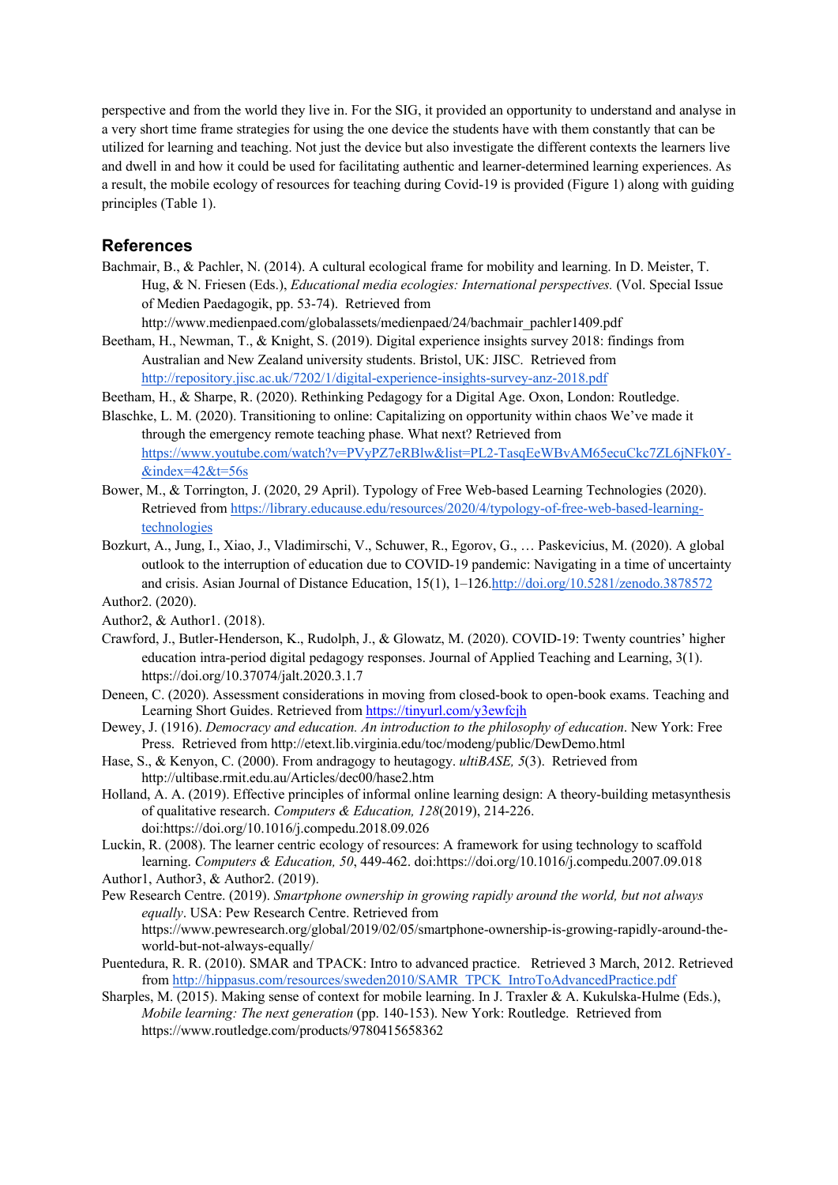perspective and from the world they live in. For the SIG, it provided an opportunity to understand and analyse in a very short time frame strategies for using the one device the students have with them constantly that can be utilized for learning and teaching. Not just the device but also investigate the different contexts the learners live and dwell in and how it could be used for facilitating authentic and learner-determined learning experiences. As a result, the mobile ecology of resources for teaching during Covid-19 is provided (Figure 1) along with guiding principles (Table 1).

## References

Bachmair, B., & Pachler, N. (2014). A cultural ecological frame for mobility and learning. In D. Meister, T. Hug, & N. Friesen (Eds.), *Educational media ecologies: International perspectives.* (Vol. Special Issue of Medien Paedagogik, pp. 53-74). Retrieved from http://www.medienpaed.com/globalassets/medienpaed/24/bachmair_pachler1409.pdf

Beetham, H., Newman, T., & Knight, S. (2019). Digital experience insights survey 2018: findings from Australian and New Zealand university students. Bristol, UK: JISC. Retrieved from http://repository.jisc.ac.uk/7202/1/digital-experience-insights-survey-anz-2018.pdf

Beetham, H., & Sharpe, R. (2020). Rethinking Pedagogy for a Digital Age. Oxon, London: Routledge.

Blaschke, L. M. (2020). Transitioning to online: Capitalizing on opportunity within chaos We've made it through the emergency remote teaching phase. What next? Retrieved from https://www.youtube.com/watch?v=PVyPZ7eRBlw&list=PL2-TasqEeWBvAM65ecuCkc7ZL6jNFk0Y-&index=42&t=56s

Bower, M., & Torrington, J. (2020, 29 April). Typology of Free Web-based Learning Technologies (2020). Retrieved from https://library.educause.edu/resources/2020/4/typology-of-free-web-based-learning-technologies

Bozkurt, A., Jung, I., Xiao, J., Vladimirschi, V., Schuwer, R., Egorov, G., … Paskevicius, M. (2020). A global outlook to the interruption of education due to COVID-19 pandemic: Navigating in a time of uncertainty and crisis. Asian Journal of Distance Education, 15(1), 1–126.http://doi.org/10.5281/zenodo.3878572

Author2. (2020).

Author2, & Author1. (2018).

Crawford, J., Butler-Henderson, K., Rudolph, J., & Glowatz, M. (2020). COVID-19: Twenty countries' higher education intra-period digital pedagogy responses. Journal of Applied Teaching and Learning, 3(1). https://doi.org/10.37074/jalt.2020.3.1.7

Deneen, C. (2020). Assessment considerations in moving from closed-book to open-book exams. Teaching and Learning Short Guides. Retrieved from https://tinyurl.com/y3ewfcjh

Dewey, J. (1916). *Democracy and education. An introduction to the philosophy of education*. New York: Free Press. Retrieved from http://etext.lib.virginia.edu/toc/modeng/public/DewDemo.html

Hase, S., & Kenyon, C. (2000). From andragogy to heutagogy. *ultiBASE, 5*(3). Retrieved from http://ultibase.rmit.edu.au/Articles/dec00/hase2.htm

Holland, A. A. (2019). Effective principles of informal online learning design: A theory-building metasynthesis of qualitative research. *Computers & Education, 128*(2019), 214-226. doi:https://doi.org/10.1016/j.compedu.2018.09.026

Luckin, R. (2008). The learner centric ecology of resources: A framework for using technology to scaffold learning. *Computers & Education, 50*, 449-462. doi:https://doi.org/10.1016/j.compedu.2007.09.018

Author1, Author3, & Author2. (2019).

Pew Research Centre. (2019). *Smartphone ownership in growing rapidly around the world, but not always equally*. USA: Pew Research Centre. Retrieved from https://www.pewresearch.org/global/2019/02/05/smartphone-ownership-is-growing-rapidly-around-the-world-but-not-always-equally/

Puentedura, R. R. (2010). SMAR and TPACK: Intro to advanced practice. Retrieved 3 March, 2012. Retrieved from http://hippasus.com/resources/sweden2010/SAMR_TPCK_IntroToAdvancedPractice.pdf

Sharples, M. (2015). Making sense of context for mobile learning. In J. Traxler & A. Kukulska-Hulme (Eds.), *Mobile learning: The next generation* (pp. 140-153). New York: Routledge. Retrieved from https://www.routledge.com/products/9780415658362